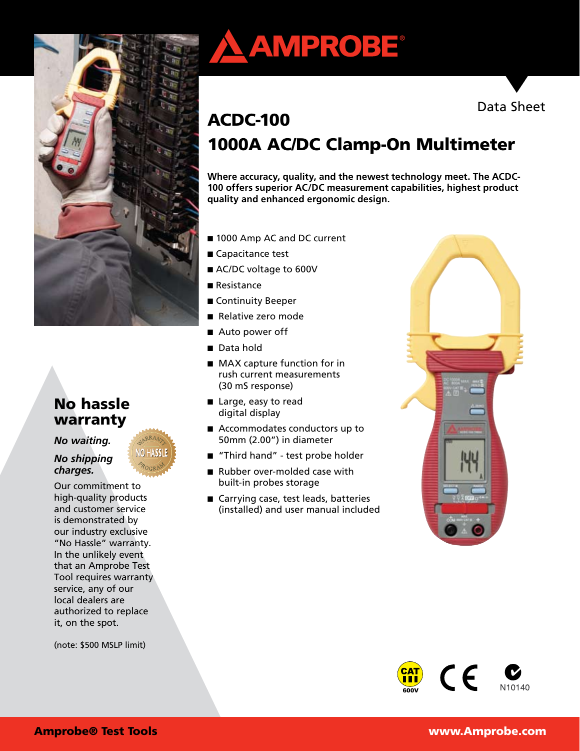# AMPROBE

Data Sheet

# ACDC-100
# 1000A AC/DC Clamp-On Multimeter

**Where accuracy, quality, and the newest technology meet. The ACDC-100 offers superior AC/DC measurement capabilities, highest product quality and enhanced ergonomic design.**

- 1000 Amp AC and DC current
- Capacitance test
- AC/DC voltage to 600V
- Resistance
- Continuity Beeper
- Relative zero mode
- Auto power off
- Data hold
- MAX capture function for in rush current measurements (30 mS response)
- Large, easy to read digital display
- Accommodates conductors up to 50mm (2.00") in diameter
- "Third hand" - test probe holder
- Rubber over-molded case with built-in probes storage
- Carrying case, test leads, batteries (installed) and user manual included

## No hassle warranty

*No waiting.*

*No shipping charges.*

Our commitment to high-quality products and customer service is demonstrated by our industry exclusive "No Hassle" warranty. In the unlikely event that an Amprobe Test Tool requires warranty service, any of our local dealers are authorized to replace it, on the spot.

(note: $500 MSLP limit)

CAT III 600V CE N10140

**Amprobe® Test Tools** **www.Amprobe.com**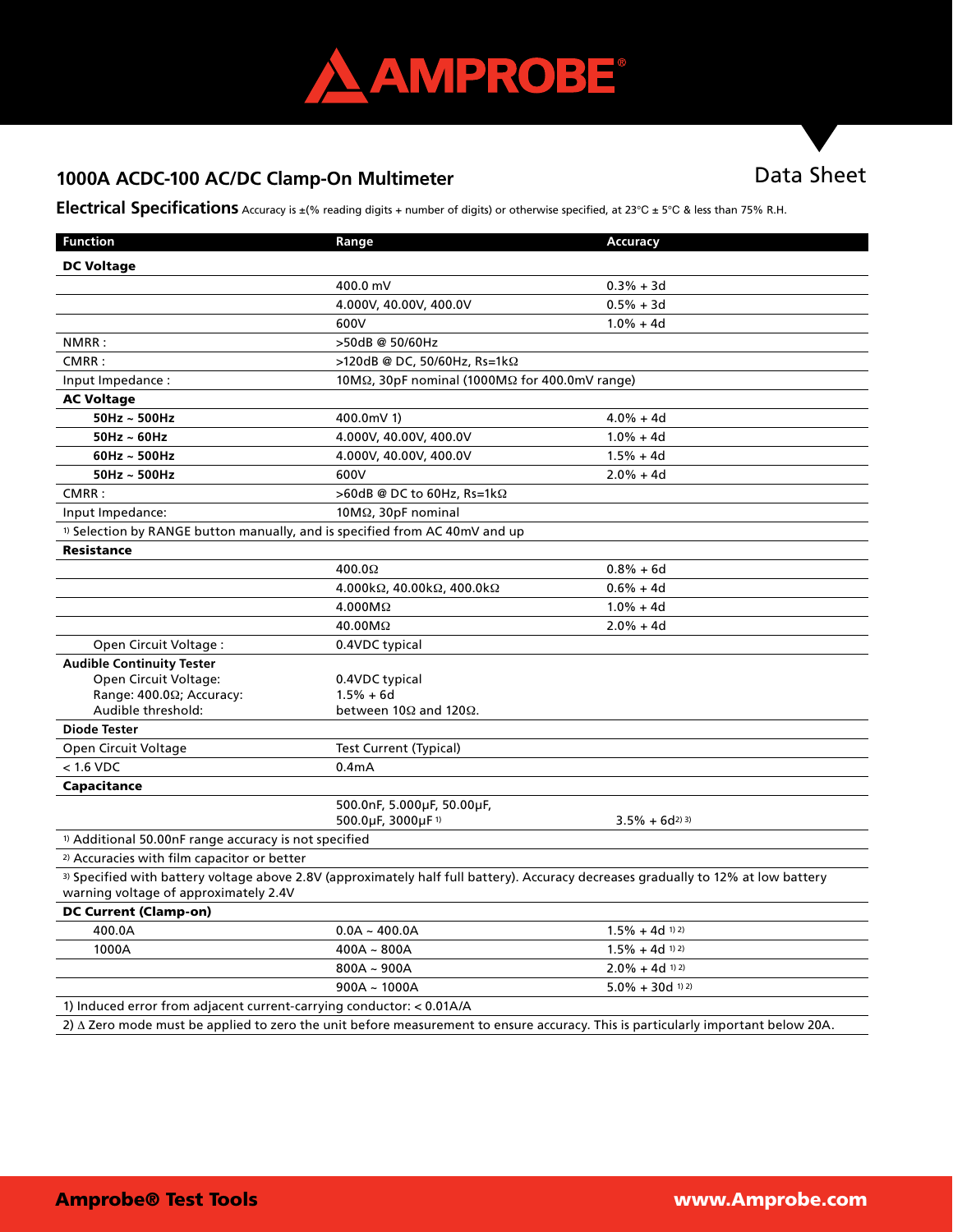# 1000A ACDC-100 AC/DC Clamp-On Multimeter

Data Sheet

## Electrical Specifications

Accuracy is ±(% reading digits + number of digits) or otherwise specified, at 23°C ± 5°C & less than 75% R.H.

| Function | Range | Accuracy |
|---|---|---|
| **DC Voltage** | | |
| | 400.0 mV | 0.3% + 3d |
| | 4.000V, 40.00V, 400.0V | 0.5% + 3d |
| | 600V | 1.0% + 4d |
| NMRR : | >50dB @ 50/60Hz | |
| CMRR : | >120dB @ DC, 50/60Hz, Rs=1kΩ | |
| Input Impedance : | 10MΩ, 30pF nominal (1000MΩ for 400.0mV range) | |
| **AC Voltage** | | |
| **50Hz ~ 500Hz** | 400.0mV 1) | 4.0% + 4d |
| **50Hz ~ 60Hz** | 4.000V, 40.00V, 400.0V | 1.0% + 4d |
| **60Hz ~ 500Hz** | 4.000V, 40.00V, 400.0V | 1.5% + 4d |
| **50Hz ~ 500Hz** | 600V | 2.0% + 4d |
| CMRR : | >60dB @ DC to 60Hz, Rs=1kΩ | |
| Input Impedance: | 10MΩ, 30pF nominal | |
| [1] Selection by RANGE button manually, and is specified from AC 40mV and up | | |
| **Resistance** | | |
| | 400.0Ω | 0.8% + 6d |
| | 4.000kΩ, 40.00kΩ, 400.0kΩ | 0.6% + 4d |
| | 4.000MΩ | 1.0% + 4d |
| | 40.00MΩ | 2.0% + 4d |
| Open Circuit Voltage : | 0.4VDC typical | |
| **Audible Continuity Tester**<br>Open Circuit Voltage:<br>Range: 400.0Ω; Accuracy:<br>Audible threshold: | <br>0.4VDC typical<br>1.5% + 6d<br>between 10Ω and 120Ω. | |
| **Diode Tester** | | |
| Open Circuit Voltage | Test Current (Typical) | |
| < 1.6 VDC | 0.4mA | |
| **Capacitance** | | |
| | 500.0nF, 5.000µF, 50.00µF, 500.0µF, 3000µF [1] | 3.5% + 6d [2] [3] |
| [1] Additional 50.00nF range accuracy is not specified | | |
| [2] Accuracies with film capacitor or better | | |
| [3] Specified with battery voltage above 2.8V (approximately half full battery). Accuracy decreases gradually to 12% at low battery warning voltage of approximately 2.4V | | |
| **DC Current (Clamp-on)** | | |
| 400.0A | 0.0A ~ 400.0A | 1.5% + 4d [1] [2] |
| 1000A | 400A ~ 800A | 1.5% + 4d [1] [2] |
| | 800A ~ 900A | 2.0% + 4d [1] [2] |
| | 900A ~ 1000A | 5.0% + 30d [1] [2] |
| 1) Induced error from adjacent current-carrying conductor: < 0.01A/A | | |
| 2) ∆ Zero mode must be applied to zero the unit before measurement to ensure accuracy. This is particularly important below 20A. | | |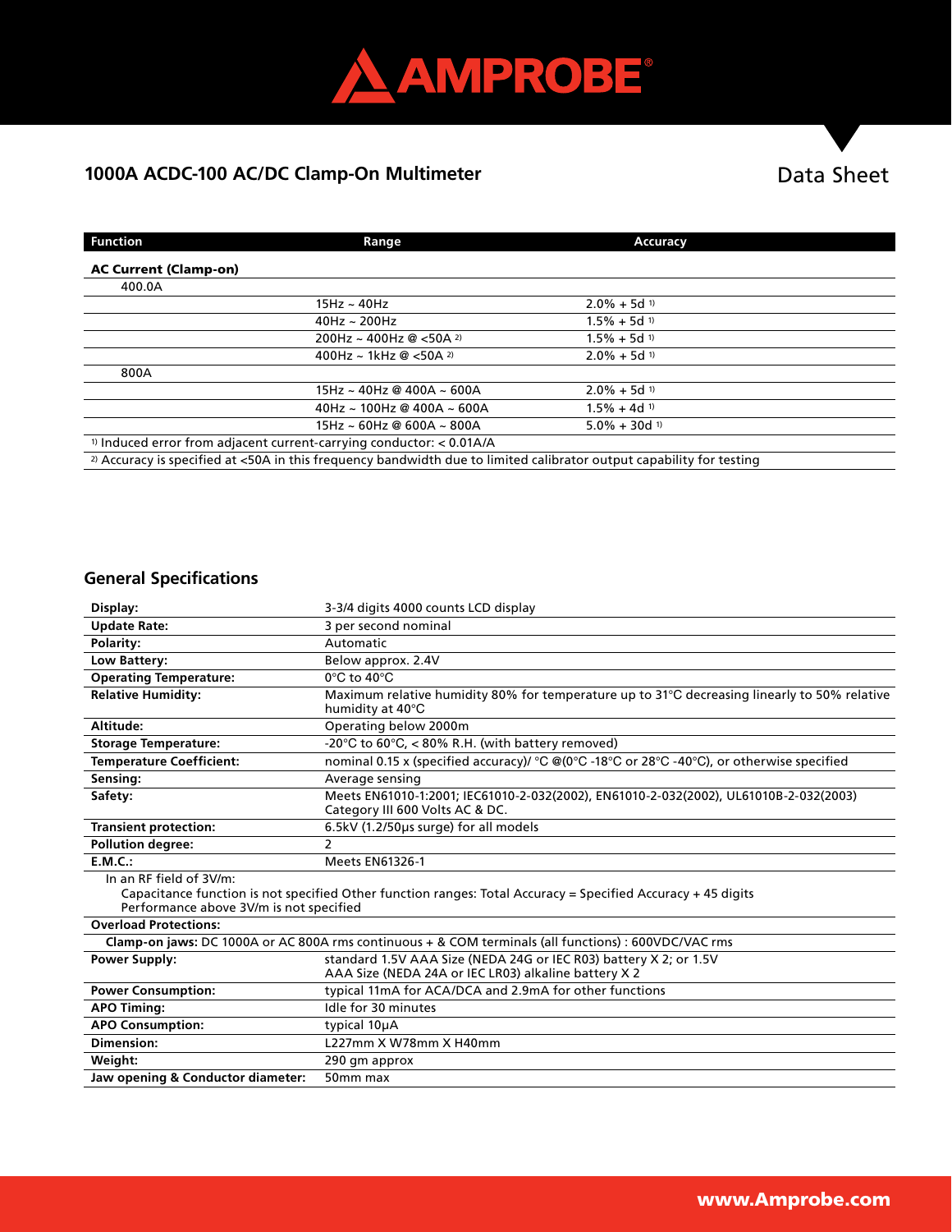## 1000A ACDC-100 AC/DC Clamp-On Multimeter

Data Sheet

| Function | Range | Accuracy |
|---|---|---|
| **AC Current (Clamp-on)** | | |
| 400.0A | | |
| | 15Hz ~ 40Hz | 2.0% + 5d [1] |
| | 40Hz ~ 200Hz | 1.5% + 5d [1] |
| | 200Hz ~ 400Hz @ <50A [2] | 1.5% + 5d [1] |
| | 400Hz ~ 1kHz @ <50A [2] | 2.0% + 5d [1] |
| 800A | | |
| | 15Hz ~ 40Hz @ 400A ~ 600A | 2.0% + 5d [1] |
| | 40Hz ~ 100Hz @ 400A ~ 600A | 1.5% + 4d [1] |
| | 15Hz ~ 60Hz @ 600A ~ 800A | 5.0% + 30d [1] |

[1] Induced error from adjacent current-carrying conductor: < 0.01A/A

[2] Accuracy is specified at <50A in this frequency bandwidth due to limited calibrator output capability for testing

## General Specifications

| | |
|---|---|
| **Display:** | 3-3/4 digits 4000 counts LCD display |
| **Update Rate:** | 3 per second nominal |
| **Polarity:** | Automatic |
| **Low Battery:** | Below approx. 2.4V |
| **Operating Temperature:** | 0°C to 40°C |
| **Relative Humidity:** | Maximum relative humidity 80% for temperature up to 31°C decreasing linearly to 50% relative humidity at 40°C |
| **Altitude:** | Operating below 2000m |
| **Storage Temperature:** | -20°C to 60°C, < 80% R.H. (with battery removed) |
| **Temperature Coefficient:** | nominal 0.15 x (specified accuracy)/ °C @(0°C -18°C or 28°C -40°C), or otherwise specified |
| **Sensing:** | Average sensing |
| **Safety:** | Meets EN61010-1:2001; IEC61010-2-032(2002), EN61010-2-032(2002), UL61010B-2-032(2003) Category III 600 Volts AC & DC. |
| **Transient protection:** | 6.5kV (1.2/50µs surge) for all models |
| **Pollution degree:** | 2 |
| **E.M.C.:** | Meets EN61326-1 |

In an RF field of 3V/m:
Capacitance function is not specified Other function ranges: Total Accuracy = Specified Accuracy + 45 digits
Performance above 3V/m is not specified

**Overload Protections:**

**Clamp-on jaws:** DC 1000A or AC 800A rms continuous + & COM terminals (all functions) : 600VDC/VAC rms

| | |
|---|---|
| **Power Supply:** | standard 1.5V AAA Size (NEDA 24G or IEC R03) battery X 2; or 1.5V AAA Size (NEDA 24A or IEC LR03) alkaline battery X 2 |
| **Power Consumption:** | typical 11mA for ACA/DCA and 2.9mA for other functions |
| **APO Timing:** | Idle for 30 minutes |
| **APO Consumption:** | typical 10µA |
| **Dimension:** | L227mm X W78mm X H40mm |
| **Weight:** | 290 gm approx |
| **Jaw opening & Conductor diameter:** | 50mm max |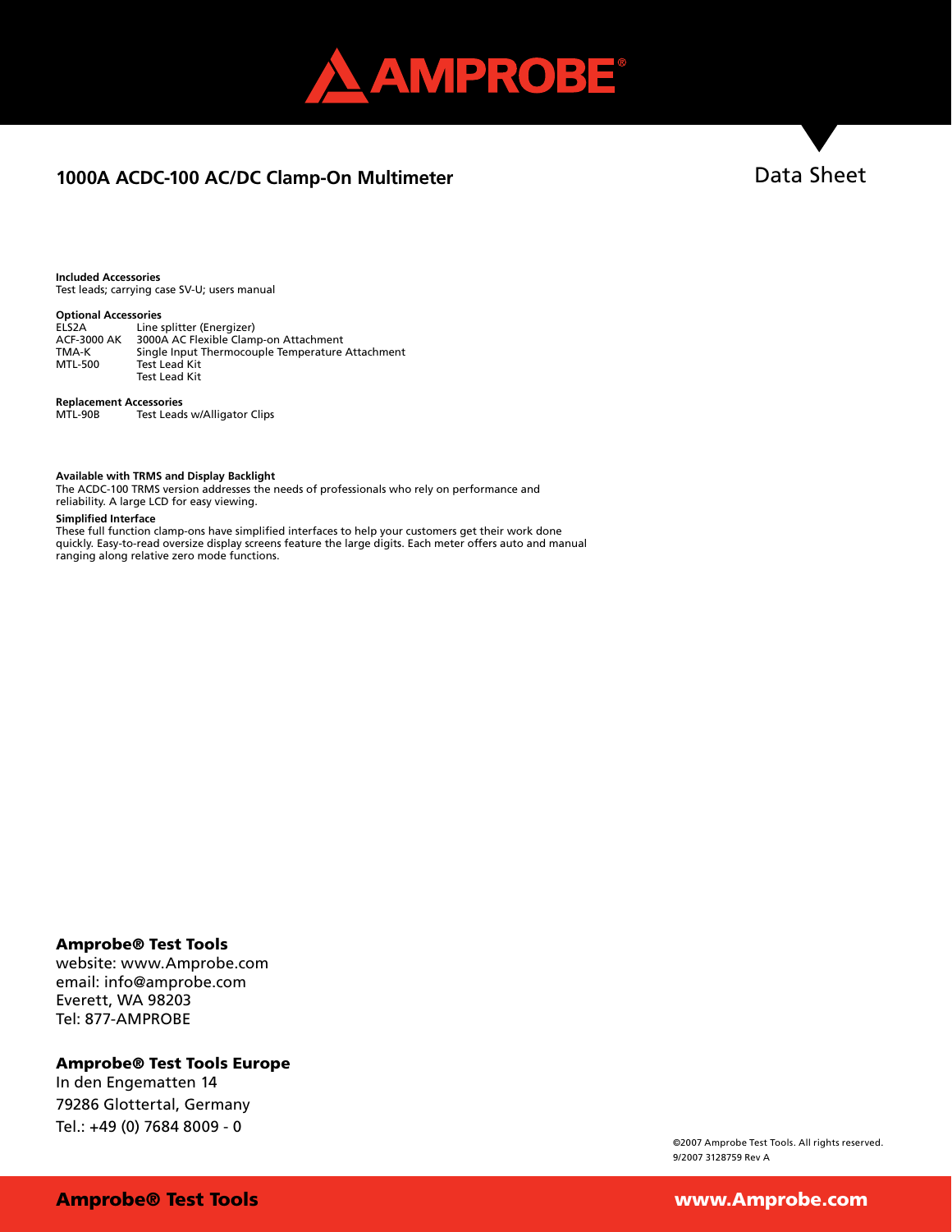# AMPROBE

## 1000A ACDC-100 AC/DC Clamp-On Multimeter

Data Sheet

**Included Accessories**
Test leads; carrying case SV-U; users manual

**Optional Accessories**

| | |
|---|---|
| ELS2A | Line splitter (Energizer) |
| ACF-3000 AK | 3000A AC Flexible Clamp-on Attachment |
| TMA-K | Single Input Thermocouple Temperature Attachment |
| MTL-500 | Test Lead Kit |
| | Test Lead Kit |

**Replacement Accessories**

| | |
|---|---|
| MTL-90B | Test Leads w/Alligator Clips |

**Available with TRMS and Display Backlight**
The ACDC-100 TRMS version addresses the needs of professionals who rely on performance and reliability. A large LCD for easy viewing.

**Simplified Interface**
These full function clamp-ons have simplified interfaces to help your customers get their work done quickly. Easy-to-read oversize display screens feature the large digits. Each meter offers auto and manual ranging along relative zero mode functions.

**Amprobe® Test Tools**
website: www.Amprobe.com
email: info@amprobe.com
Everett, WA 98203
Tel: 877-AMPROBE

**Amprobe® Test Tools Europe**
In den Engematten 14
79286 Glottertal, Germany
Tel.: +49 (0) 7684 8009 - 0

©2007 Amprobe Test Tools. All rights reserved.
9/2007 3128759 Rev A

**Amprobe® Test Tools** **www.Amprobe.com**